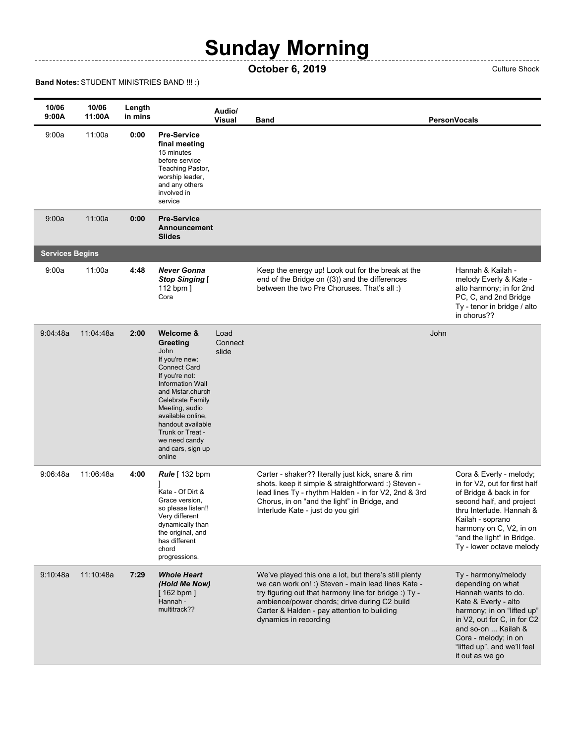# Sunday Morning

**October 6, 2019** Culture Shock

**Band Notes:** STUDENT MINISTRIES BAND !!! :)

| 10/06 9:00A | 10/06 11:00A | Length in mins | | Audio/ Visual | Band | Person | Vocals |
|---|---|---|---|---|---|---|---|
| 9:00a | 11:00a | **0:00** | **Pre-Service final meeting** 15 minutes before service Teaching Pastor, worship leader, and any others involved in service | | | | |
| 9:00a | 11:00a | **0:00** | **Pre-Service Announcement Slides** | | | | |
| **Services Begins** | | | | | | | |
| 9:00a | 11:00a | **4:48** | ***Never Gonna Stop Singing*** [ 112 bpm ] Cora | | Keep the energy up! Look out for the break at the end of the Bridge on ((3)) and the differences between the two Pre Choruses. That's all :) | | Hannah & Kailah - melody Everly & Kate - alto harmony; in for 2nd PC, C, and 2nd Bridge Ty - tenor in bridge / alto in chorus?? |
| 9:04:48a | 11:04:48a | **2:00** | **Welcome & Greeting** John If you're new: Connect Card If you're not: Information Wall and Mstar.church Celebrate Family Meeting, audio available online, handout available Trunk or Treat - we need candy and cars, sign up online | Load Connect slide | | John | |
| 9:06:48a | 11:06:48a | **4:00** | ***Rule*** [ 132 bpm ] Kate - Of Dirt & Grace version, so please listen!! Very different dynamically than the original, and has different chord progressions. | | Carter - shaker?? literally just kick, snare & rim shots. keep it simple & straightforward :) Steven - lead lines Ty - rhythm Halden - in for V2, 2nd & 3rd Chorus, in on "and the light" in Bridge, and Interlude Kate - just do you girl | | Cora & Everly - melody; in for V2, out for first half of Bridge & back in for second half, and project thru Interlude. Hannah & Kailah - soprano harmony on C, V2, in on "and the light" in Bridge. Ty - lower octave melody |
| 9:10:48a | 11:10:48a | **7:29** | ***Whole Heart (Hold Me Now)*** [ 162 bpm ] Hannah - multitrack?? | | We've played this one a lot, but there's still plenty we can work on! :) Steven - main lead lines Kate - try figuring out that harmony line for bridge :) Ty - ambience/power chords; drive during C2 build Carter & Halden - pay attention to building dynamics in recording | | Ty - harmony/melody depending on what Hannah wants to do. Kate & Everly - alto harmony; in on "lifted up" in V2, out for C, in for C2 and so-on ... Kailah & Cora - melody; in on "lifted up", and we'll feel it out as we go |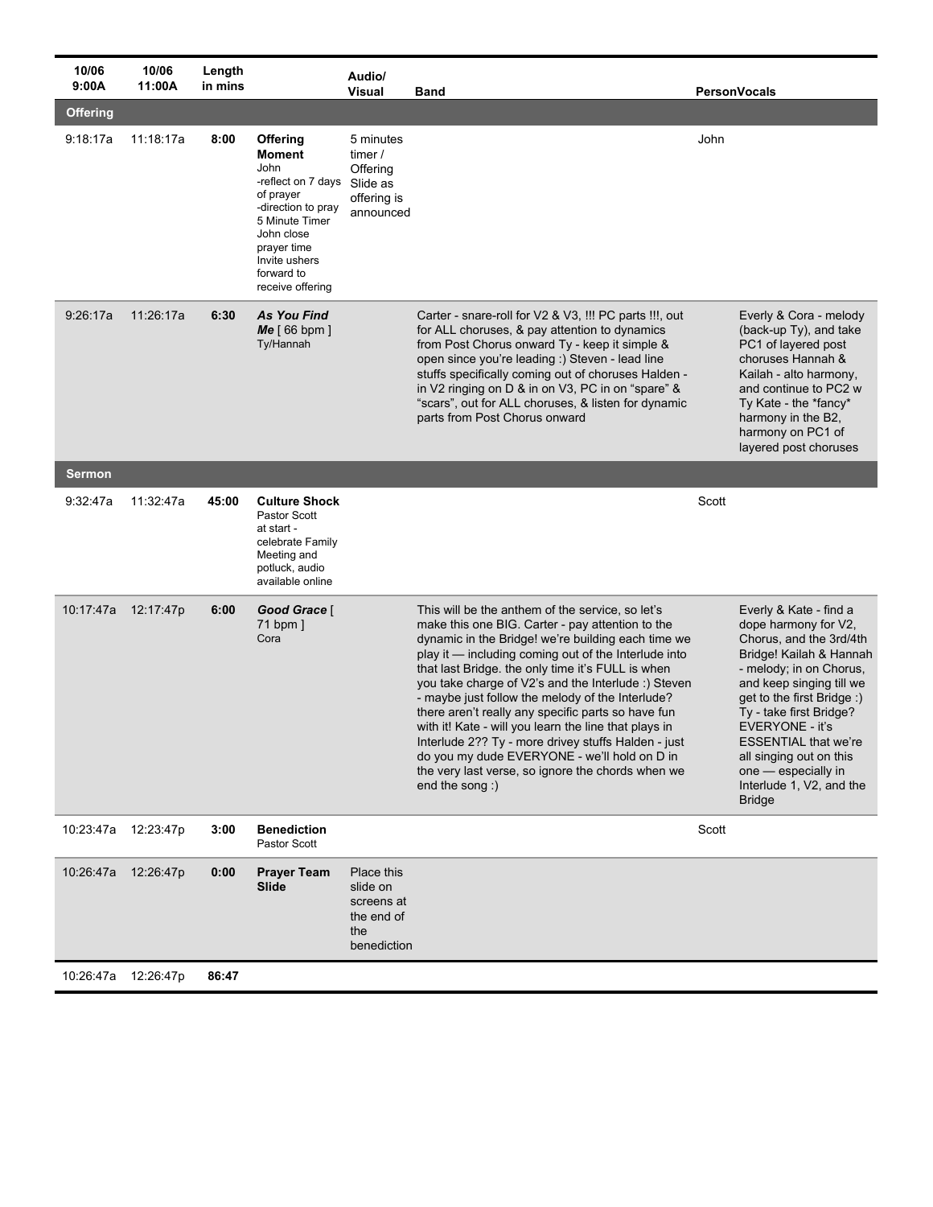| 10/06 9:00A | 10/06 11:00A | Length in mins | | Audio/ Visual | Band | Person | Vocals |
|---|---|---|---|---|---|---|---|
| **Offering** | | | | | | | |
| 9:18:17a | 11:18:17a | **8:00** | **Offering Moment** John -reflect on 7 days of prayer -direction to pray 5 Minute Timer John close prayer time Invite ushers forward to receive offering | 5 minutes timer / Offering Slide as offering is announced | | John | |
| 9:26:17a | 11:26:17a | **6:30** | ***As You Find Me*** [ 66 bpm ] Ty/Hannah | | Carter - snare-roll for V2 & V3, !!! PC parts !!!, out for ALL choruses, & pay attention to dynamics from Post Chorus onward Ty - keep it simple & open since you're leading :) Steven - lead line stuffs specifically coming out of choruses Halden - in V2 ringing on D & in on V3, PC in on "spare" & "scars", out for ALL choruses, & listen for dynamic parts from Post Chorus onward | | Everly & Cora - melody (back-up Ty), and take PC1 of layered post choruses Hannah & Kailah - alto harmony, and continue to PC2 w Ty Kate - the *fancy* harmony in the B2, harmony on PC1 of layered post choruses |
| **Sermon** | | | | | | | |
| 9:32:47a | 11:32:47a | **45:00** | **Culture Shock** Pastor Scott at start - celebrate Family Meeting and potluck, audio available online | | | Scott | |
| 10:17:47a | 12:17:47p | **6:00** | ***Good Grace*** [ 71 bpm ] Cora | | This will be the anthem of the service, so let's make this one BIG. Carter - pay attention to the dynamic in the Bridge! we're building each time we play it — including coming out of the Interlude into that last Bridge. the only time it's FULL is when you take charge of V2's and the Interlude :) Steven - maybe just follow the melody of the Interlude? there aren't really any specific parts so have fun with it! Kate - will you learn the line that plays in Interlude 2?? Ty - more drivey stuffs Halden - just do you my dude EVERYONE - we'll hold on D in the very last verse, so ignore the chords when we end the song :) | | Everly & Kate - find a dope harmony for V2, Chorus, and the 3rd/4th Bridge! Kailah & Hannah - melody; in on Chorus, and keep singing till we get to the first Bridge :) Ty - take first Bridge? EVERYONE - it's ESSENTIAL that we're all singing out on this one — especially in Interlude 1, V2, and the Bridge |
| 10:23:47a | 12:23:47p | **3:00** | **Benediction** Pastor Scott | | | Scott | |
| 10:26:47a | 12:26:47p | **0:00** | **Prayer Team Slide** | Place this slide on screens at the end of the benediction | | | |
| 10:26:47a | 12:26:47p | **86:47** | | | | | |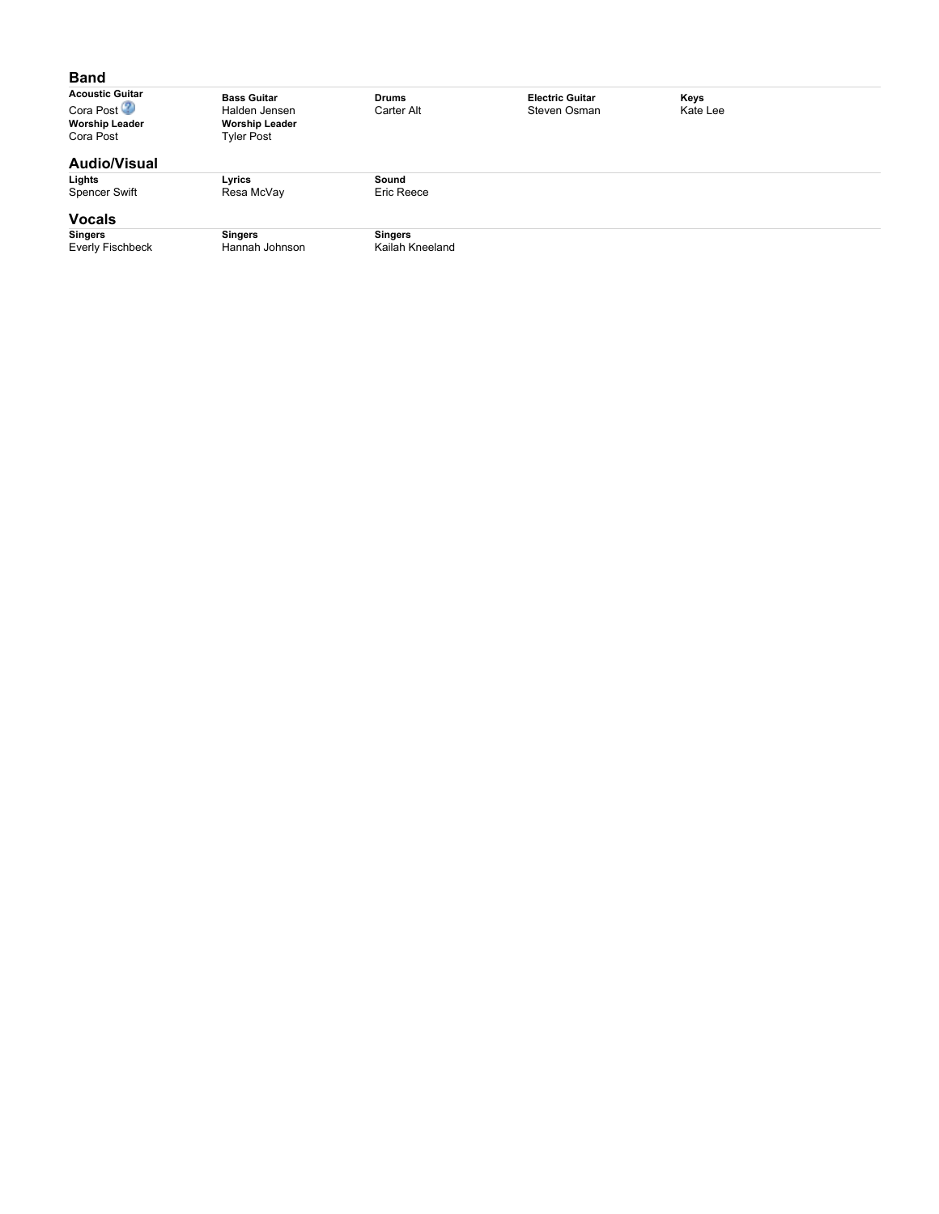## Band

| Acoustic Guitar | Bass Guitar | Drums | Electric Guitar | Keys |
|---|---|---|---|---|
| Cora Post | Halden Jensen | Carter Alt | Steven Osman | Kate Lee |
| **Worship Leader** | **Worship Leader** | | | |
| Cora Post | Tyler Post | | | |

## Audio/Visual

| Lights | Lyrics | Sound |
|---|---|---|
| Spencer Swift | Resa McVay | Eric Reece |

## Vocals

| Singers | Singers | Singers |
|---|---|---|
| Everly Fischbeck | Hannah Johnson | Kailah Kneeland |